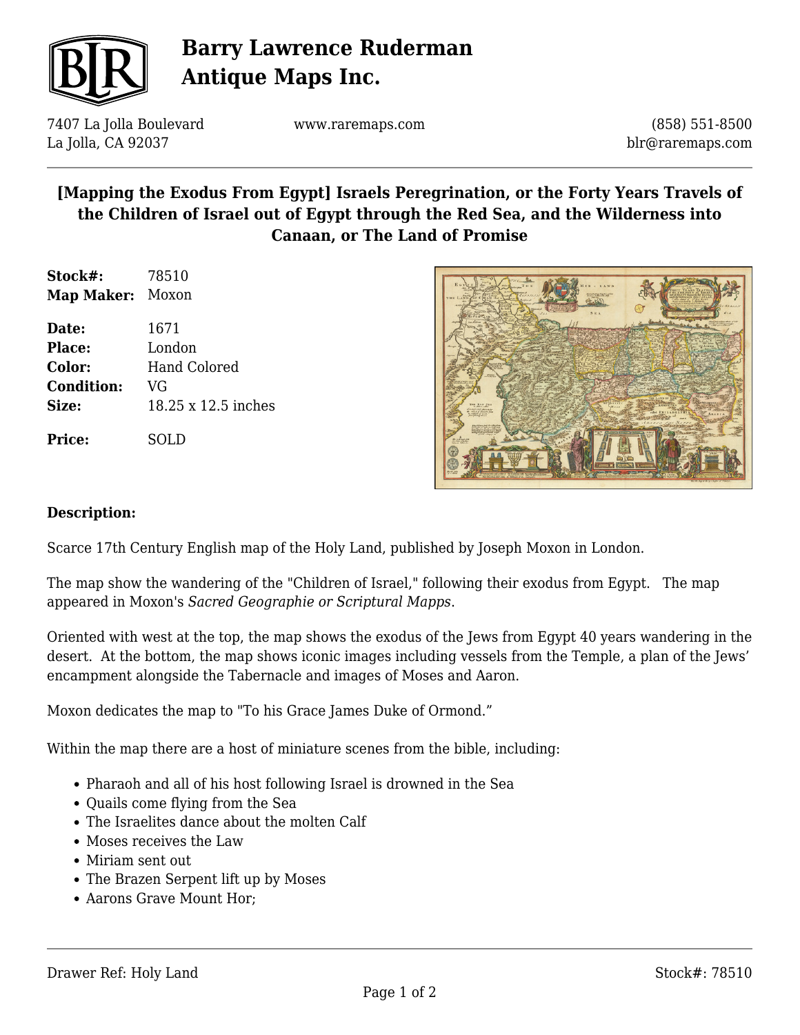# Barry Lawrence Ruderman Antique Maps Inc.

7407 La Jolla Boulevard
La Jolla, CA 92037

www.raremaps.com

(858) 551-8500
blr@raremaps.com

## [Mapping the Exodus From Egypt] Israels Peregrination, or the Forty Years Travels of the Children of Israel out of Egypt through the Red Sea, and the Wilderness into Canaan, or The Land of Promise

**Stock#:** 78510
**Map Maker:** Moxon

**Date:** 1671
**Place:** London
**Color:** Hand Colored
**Condition:** VG
**Size:** 18.25 x 12.5 inches

**Price:** SOLD

### Description:

Scarce 17th Century English map of the Holy Land, published by Joseph Moxon in London.

The map show the wandering of the "Children of Israel," following their exodus from Egypt. The map appeared in Moxon's *Sacred Geographie or Scriptural Mapps*.

Oriented with west at the top, the map shows the exodus of the Jews from Egypt 40 years wandering in the desert. At the bottom, the map shows iconic images including vessels from the Temple, a plan of the Jews' encampment alongside the Tabernacle and images of Moses and Aaron.

Moxon dedicates the map to "To his Grace James Duke of Ormond."

Within the map there are a host of miniature scenes from the bible, including:

- Pharaoh and all of his host following Israel is drowned in the Sea
- Quails come flying from the Sea
- The Israelites dance about the molten Calf
- Moses receives the Law
- Miriam sent out
- The Brazen Serpent lift up by Moses
- Aarons Grave Mount Hor;

Drawer Ref: Holy Land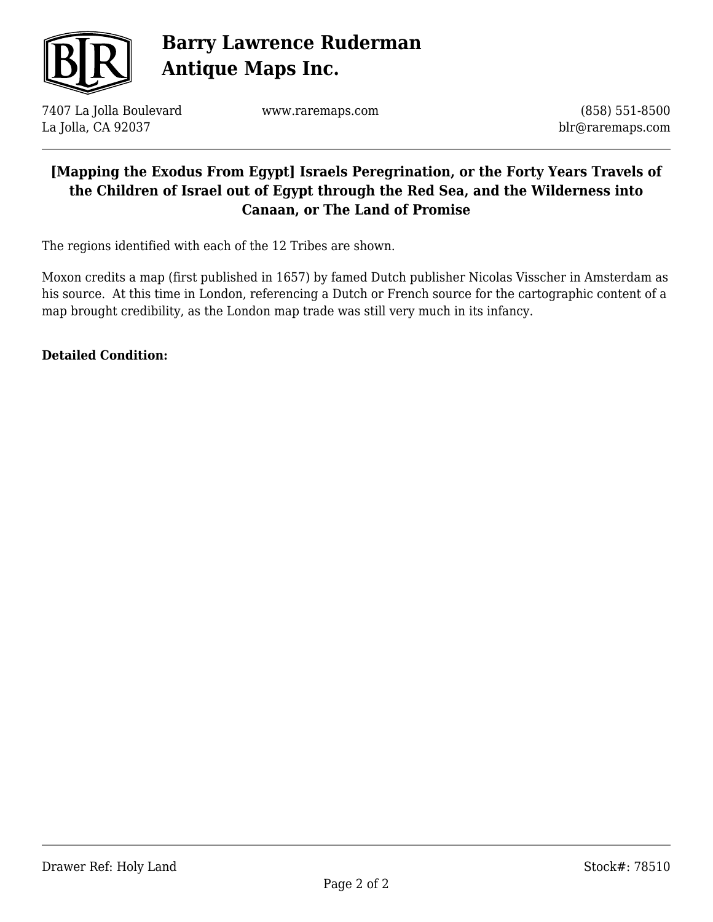## [Mapping the Exodus From Egypt] Israels Peregrination, or the Forty Years Travels of the Children of Israel out of Egypt through the Red Sea, and the Wilderness into Canaan, or The Land of Promise

The regions identified with each of the 12 Tribes are shown.

Moxon credits a map (first published in 1657) by famed Dutch publisher Nicolas Visscher in Amsterdam as his source. At this time in London, referencing a Dutch or French source for the cartographic content of a map brought credibility, as the London map trade was still very much in its infancy.

**Detailed Condition:**

Drawer Ref: Holy Land

Stock#: 78510